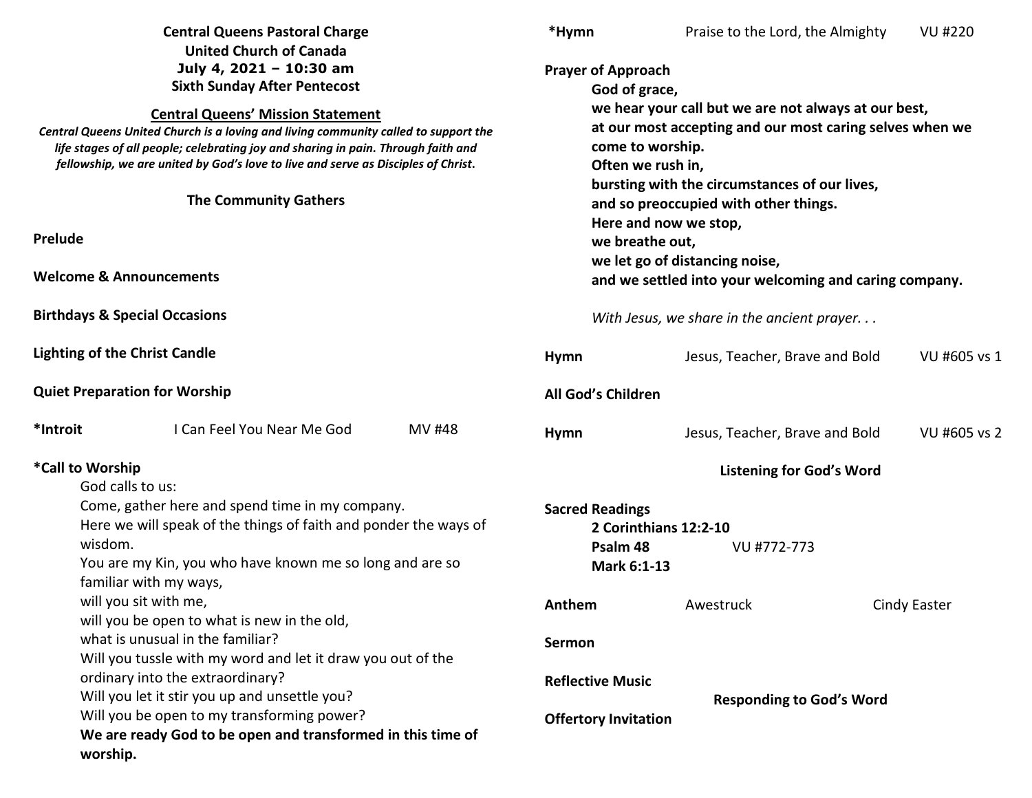**Central Queens Pastoral Charge**
**United Church of Canada**
**July 4, 2021 – 10:30 am**
**Sixth Sunday After Pentecost**

**Central Queens' Mission Statement**

***Central Queens United Church is a loving and living community called to support the life stages of all people; celebrating joy and sharing in pain. Through faith and fellowship, we are united by God's love to live and serve as Disciples of Christ.***

## The Community Gathers

**Prelude**

**Welcome & Announcements**

**Birthdays & Special Occasions**

**Lighting of the Christ Candle**

**Quiet Preparation for Worship**

**\*Introit** I Can Feel You Near Me God MV #48

**\*Call to Worship**

God calls to us:
Come, gather here and spend time in my company.
Here we will speak of the things of faith and ponder the ways of wisdom.
You are my Kin, you who have known me so long and are so familiar with my ways,
will you sit with me,
will you be open to what is new in the old,
what is unusual in the familiar?
Will you tussle with my word and let it draw you out of the ordinary into the extraordinary?
Will you let it stir you up and unsettle you?
Will you be open to my transforming power?
**We are ready God to be open and transformed in this time of worship.**

**\*Hymn** Praise to the Lord, the Almighty VU #220

**Prayer of Approach**

**God of grace,**
**we hear your call but we are not always at our best,**
**at our most accepting and our most caring selves when we come to worship.**
**Often we rush in,**
**bursting with the circumstances of our lives,**
**and so preoccupied with other things.**
**Here and now we stop,**
**we breathe out,**
**we let go of distancing noise,**
**and we settled into your welcoming and caring company.**

*With Jesus, we share in the ancient prayer. . .*

**Hymn** Jesus, Teacher, Brave and Bold VU #605 vs 1

**All God's Children**

**Hymn** Jesus, Teacher, Brave and Bold VU #605 vs 2

## Listening for God's Word

**Sacred Readings**

**2 Corinthians 12:2-10**
**Psalm 48** VU #772-773
**Mark 6:1-13**

**Anthem** Awestruck Cindy Easter

**Sermon**

**Reflective Music**

## Responding to God's Word

**Offertory Invitation**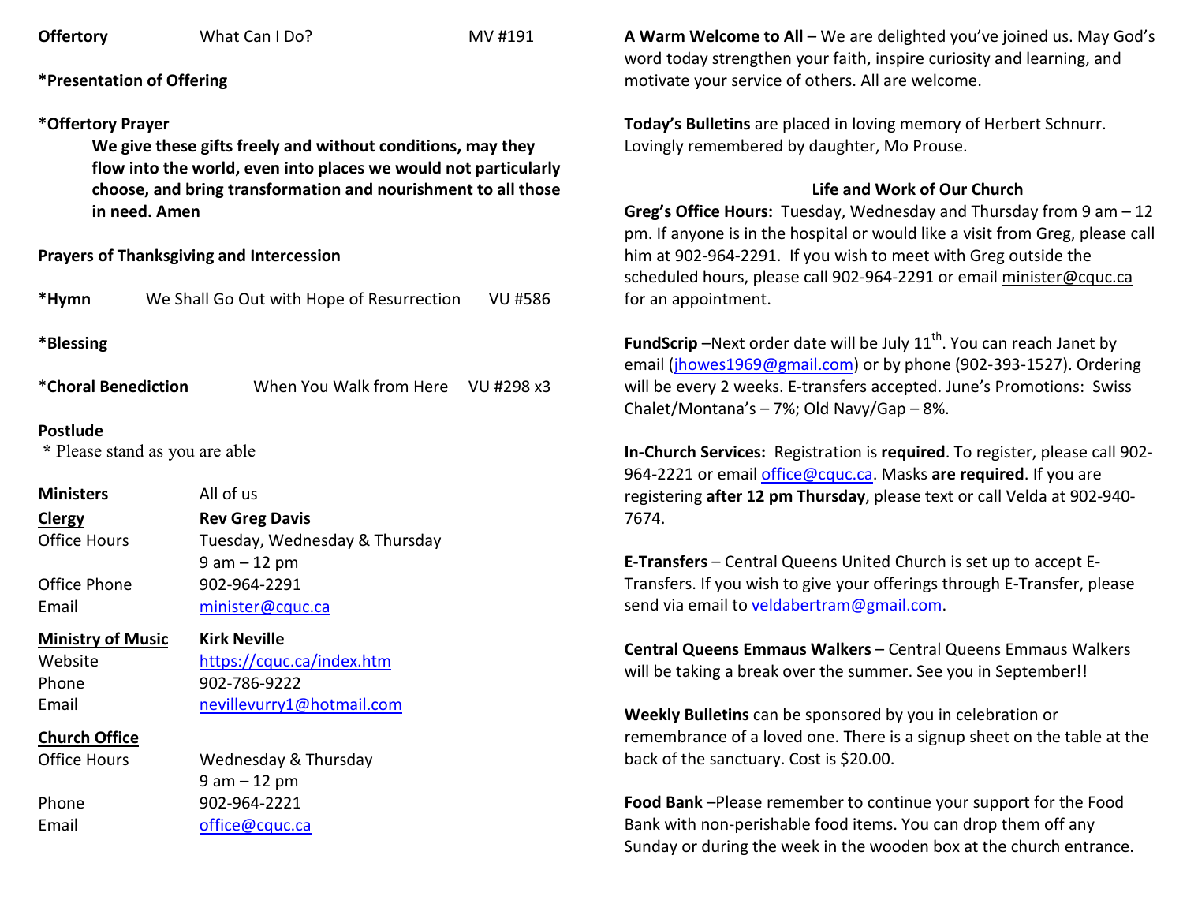**Offertory** What Can I Do? MV #191

**\*Presentation of Offering**

**\*Offertory Prayer**

> **We give these gifts freely and without conditions, may they flow into the world, even into places we would not particularly choose, and bring transformation and nourishment to all those in need. Amen**

**Prayers of Thanksgiving and Intercession**

**\*Hymn** We Shall Go Out with Hope of Resurrection VU #586

**\*Blessing**

\***Choral Benediction** When You Walk from Here VU #298 x3

**Postlude**

\* Please stand as you are able

| | |
|---|---|
| **Ministers** | All of us |
| **Clergy** | **Rev Greg Davis** |
| Office Hours | Tuesday, Wednesday & Thursday 9 am – 12 pm |
| Office Phone | 902-964-2291 |
| Email | minister@cquc.ca |
| **Ministry of Music** | **Kirk Neville** |
| Website | https://cquc.ca/index.htm |
| Phone | 902-786-9222 |
| Email | nevillevurry1@hotmail.com |
| **Church Office** | |
| Office Hours | Wednesday & Thursday 9 am – 12 pm |
| Phone | 902-964-2221 |
| Email | office@cquc.ca |

**A Warm Welcome to All** – We are delighted you've joined us. May God's word today strengthen your faith, inspire curiosity and learning, and motivate your service of others. All are welcome.

**Today's Bulletins** are placed in loving memory of Herbert Schnurr. Lovingly remembered by daughter, Mo Prouse.

## Life and Work of Our Church

**Greg's Office Hours:** Tuesday, Wednesday and Thursday from 9 am – 12 pm. If anyone is in the hospital or would like a visit from Greg, please call him at 902-964-2291. If you wish to meet with Greg outside the scheduled hours, please call 902-964-2291 or email minister@cquc.ca for an appointment.

**FundScrip** –Next order date will be July 11th. You can reach Janet by email (jhowes1969@gmail.com) or by phone (902-393-1527). Ordering will be every 2 weeks. E-transfers accepted. June's Promotions: Swiss Chalet/Montana's – 7%; Old Navy/Gap – 8%.

**In-Church Services:** Registration is **required**. To register, please call 902-964-2221 or email office@cquc.ca. Masks **are required**. If you are registering **after 12 pm Thursday**, please text or call Velda at 902-940-7674.

**E-Transfers** – Central Queens United Church is set up to accept E-Transfers. If you wish to give your offerings through E-Transfer, please send via email to veldabertram@gmail.com.

**Central Queens Emmaus Walkers** – Central Queens Emmaus Walkers will be taking a break over the summer. See you in September!!

**Weekly Bulletins** can be sponsored by you in celebration or remembrance of a loved one. There is a signup sheet on the table at the back of the sanctuary. Cost is $20.00.

**Food Bank** –Please remember to continue your support for the Food Bank with non-perishable food items. You can drop them off any Sunday or during the week in the wooden box at the church entrance.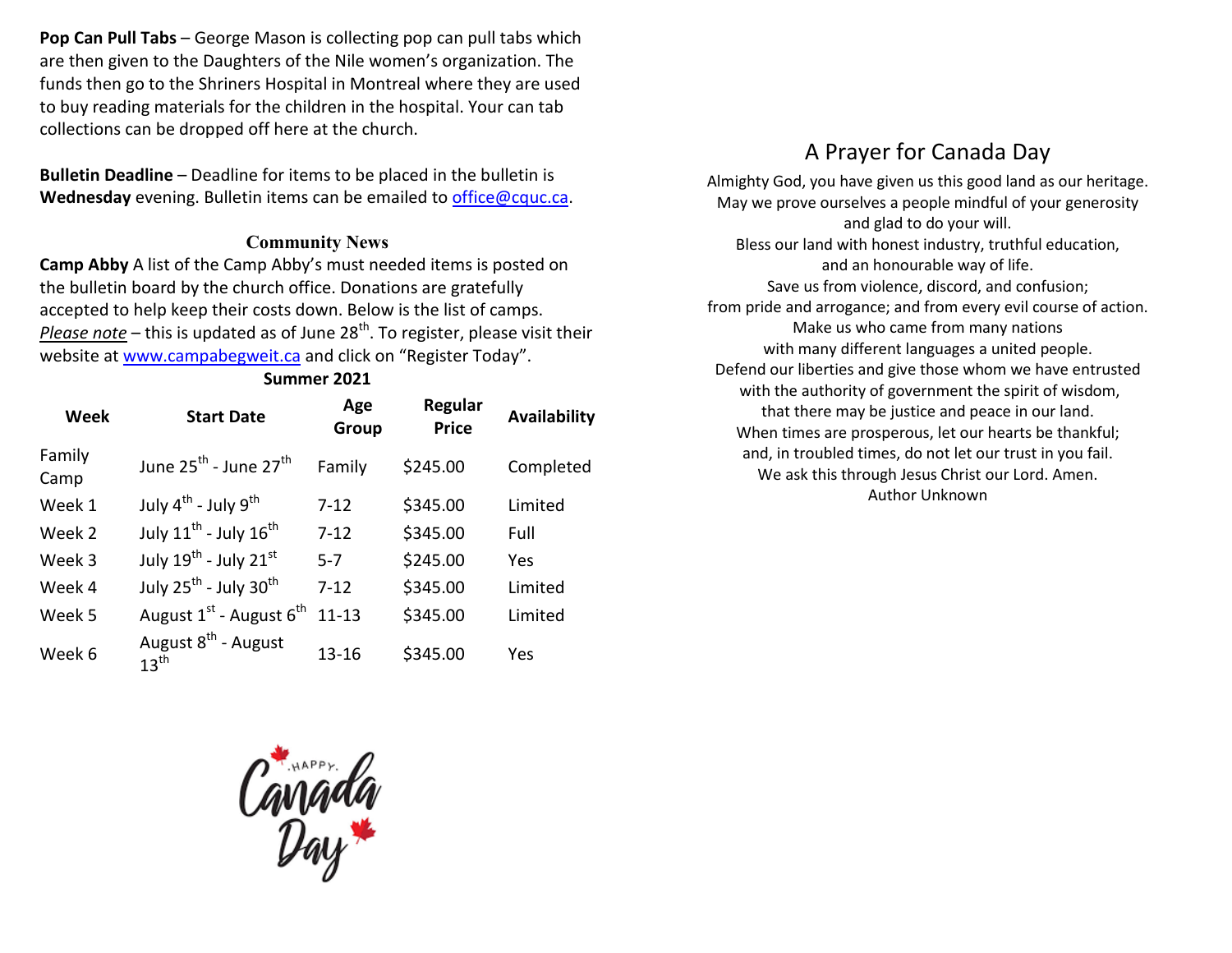**Pop Can Pull Tabs** – George Mason is collecting pop can pull tabs which are then given to the Daughters of the Nile women's organization. The funds then go to the Shriners Hospital in Montreal where they are used to buy reading materials for the children in the hospital. Your can tab collections can be dropped off here at the church.

**Bulletin Deadline** – Deadline for items to be placed in the bulletin is **Wednesday** evening. Bulletin items can be emailed to office@cquc.ca.

### Community News

**Camp Abby** A list of the Camp Abby's must needed items is posted on the bulletin board by the church office. Donations are gratefully accepted to help keep their costs down. Below is the list of camps. *Please note* – this is updated as of June 28th. To register, please visit their website at www.campabegweit.ca and click on "Register Today".

**Summer 2021**

| Week | Start Date | Age Group | Regular Price | Availability |
|---|---|---|---|---|
| Family Camp | June 25th - June 27th | Family | $245.00 | Completed |
| Week 1 | July 4th - July 9th | 7-12 | $345.00 | Limited |
| Week 2 | July 11th - July 16th | 7-12 | $345.00 | Full |
| Week 3 | July 19th - July 21st | 5-7 | $245.00 | Yes |
| Week 4 | July 25th - July 30th | 7-12 | $345.00 | Limited |
| Week 5 | August 1st - August 6th | 11-13 | $345.00 | Limited |
| Week 6 | August 8th - August 13th | 13-16 | $345.00 | Yes |

HAPPY Canada Day

## A Prayer for Canada Day

Almighty God, you have given us this good land as our heritage.
May we prove ourselves a people mindful of your generosity
and glad to do your will.
Bless our land with honest industry, truthful education,
and an honourable way of life.
Save us from violence, discord, and confusion;
from pride and arrogance; and from every evil course of action.
Make us who came from many nations
with many different languages a united people.
Defend our liberties and give those whom we have entrusted
with the authority of government the spirit of wisdom,
that there may be justice and peace in our land.
When times are prosperous, let our hearts be thankful;
and, in troubled times, do not let our trust in you fail.
We ask this through Jesus Christ our Lord. Amen.
Author Unknown